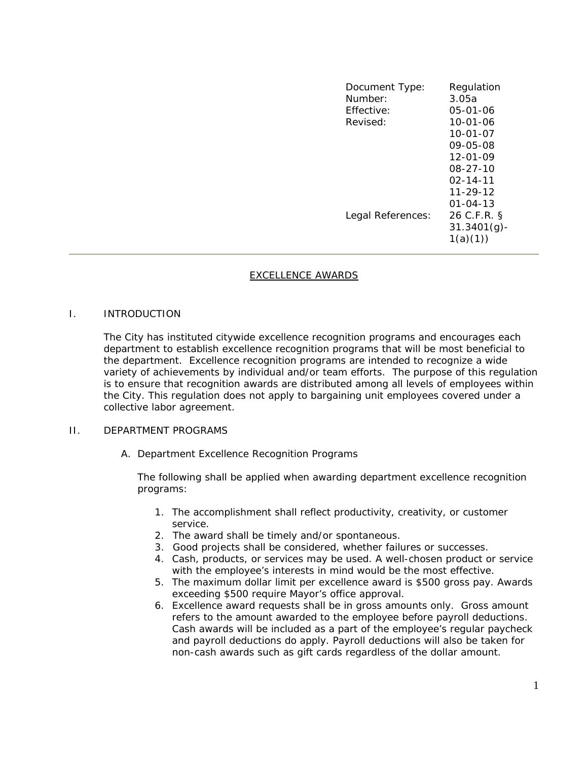| | |
|---|---|
| Document Type: | Regulation |
| Number: | 3.05a |
| Effective: | 05-01-06 |
| Revised: | 10-01-06<br>10-01-07<br>09-05-08<br>12-01-09<br>08-27-10<br>02-14-11<br>11-29-12<br>01-04-13 |
| Legal References: | 26 C.F.R. § 31.3401(g)-1(a)(1)) |

---

# EXCELLENCE AWARDS

## I. INTRODUCTION

The City has instituted citywide excellence recognition programs and encourages each department to establish excellence recognition programs that will be most beneficial to the department. Excellence recognition programs are intended to recognize a wide variety of achievements by individual and/or team efforts. The purpose of this regulation is to ensure that recognition awards are distributed among all levels of employees within the City. This regulation does not apply to bargaining unit employees covered under a collective labor agreement.

## II. DEPARTMENT PROGRAMS

### A. Department Excellence Recognition Programs

The following shall be applied when awarding department excellence recognition programs:

1. The accomplishment shall reflect productivity, creativity, or customer service.
2. The award shall be timely and/or spontaneous.
3. Good projects shall be considered, whether failures or successes.
4. Cash, products, or services may be used. A well-chosen product or service with the employee's interests in mind would be the most effective.
5. The maximum dollar limit per excellence award is $500 gross pay. Awards exceeding $500 require Mayor's office approval.
6. Excellence award requests shall be in gross amounts only. Gross amount refers to the amount awarded to the employee before payroll deductions. Cash awards will be included as a part of the employee's regular paycheck and payroll deductions do apply. Payroll deductions will also be taken for non-cash awards such as gift cards regardless of the dollar amount.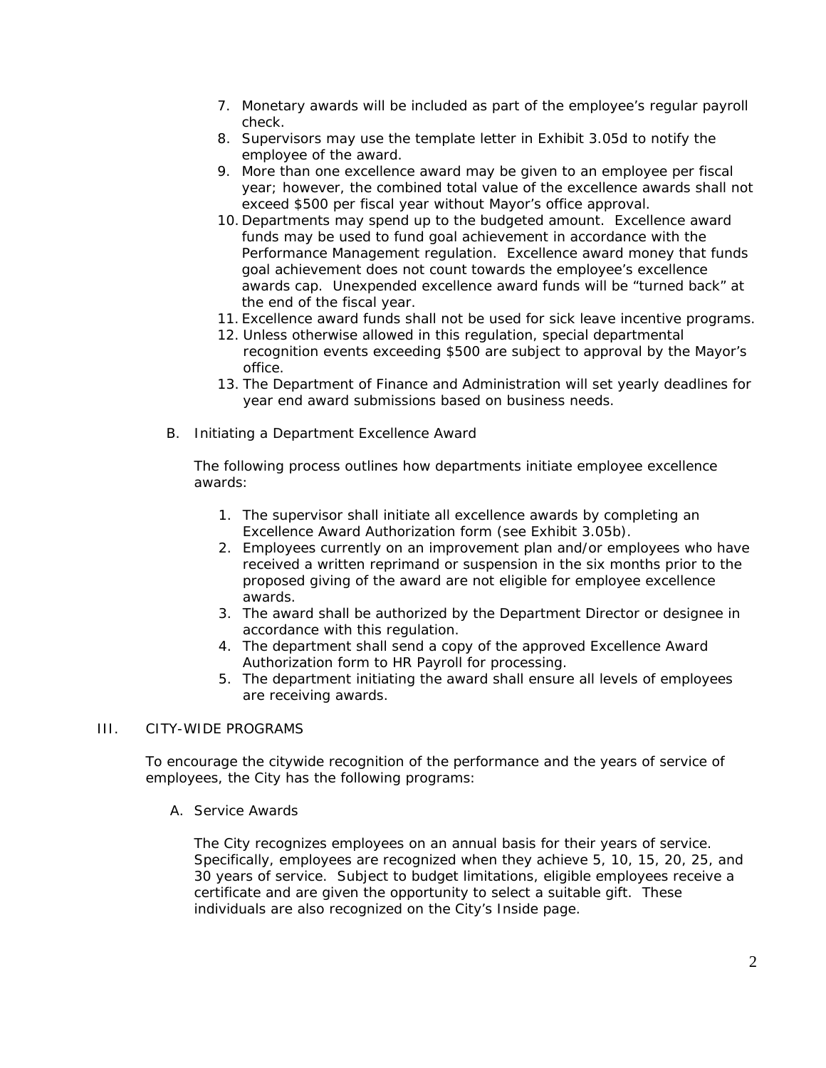7. Monetary awards will be included as part of the employee's regular payroll check.
8. Supervisors may use the template letter in Exhibit 3.05d to notify the employee of the award.
9. More than one excellence award may be given to an employee per fiscal year; however, the combined total value of the excellence awards shall not exceed $500 per fiscal year without Mayor's office approval.
10. Departments may spend up to the budgeted amount. Excellence award funds may be used to fund goal achievement in accordance with the Performance Management regulation. Excellence award money that funds goal achievement does not count towards the employee's excellence awards cap. Unexpended excellence award funds will be "turned back" at the end of the fiscal year.
11. Excellence award funds shall not be used for sick leave incentive programs.
12. Unless otherwise allowed in this regulation, special departmental recognition events exceeding $500 are subject to approval by the Mayor's office.
13. The Department of Finance and Administration will set yearly deadlines for year end award submissions based on business needs.

B. Initiating a Department Excellence Award

The following process outlines how departments initiate employee excellence awards:

1. The supervisor shall initiate all excellence awards by completing an Excellence Award Authorization form (see Exhibit 3.05b).
2. Employees currently on an improvement plan and/or employees who have received a written reprimand or suspension in the six months prior to the proposed giving of the award are not eligible for employee excellence awards.
3. The award shall be authorized by the Department Director or designee in accordance with this regulation.
4. The department shall send a copy of the approved Excellence Award Authorization form to HR Payroll for processing.
5. The department initiating the award shall ensure all levels of employees are receiving awards.

III. CITY-WIDE PROGRAMS

To encourage the citywide recognition of the performance and the years of service of employees, the City has the following programs:

A. Service Awards

The City recognizes employees on an annual basis for their years of service. Specifically, employees are recognized when they achieve 5, 10, 15, 20, 25, and 30 years of service. Subject to budget limitations, eligible employees receive a certificate and are given the opportunity to select a suitable gift. These individuals are also recognized on the City's Inside page.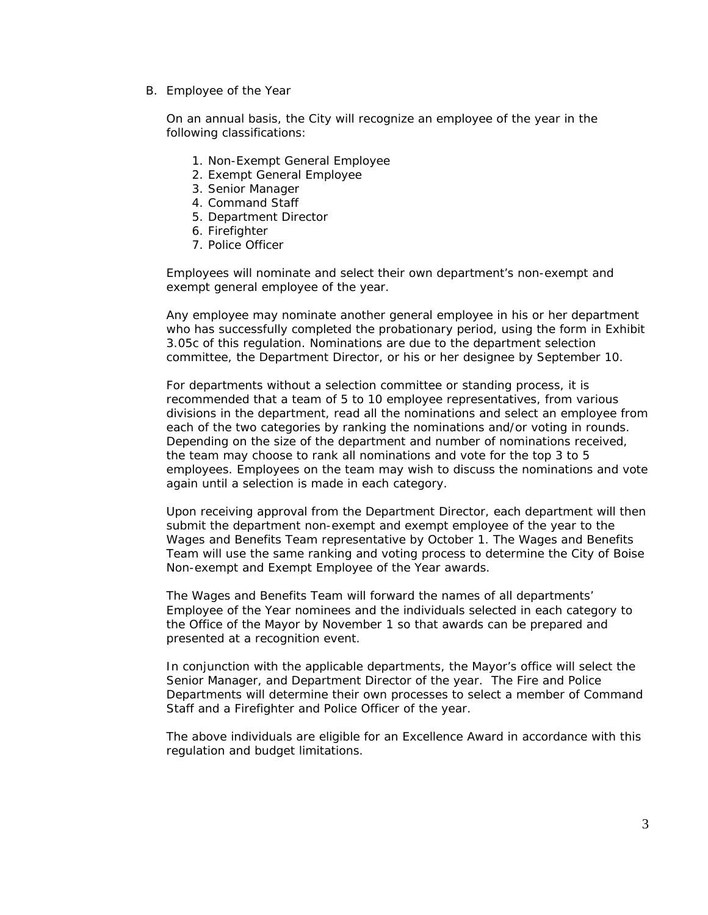B. Employee of the Year

On an annual basis, the City will recognize an employee of the year in the following classifications:

1. Non-Exempt General Employee
2. Exempt General Employee
3. Senior Manager
4. Command Staff
5. Department Director
6. Firefighter
7. Police Officer

Employees will nominate and select their own department's non-exempt and exempt general employee of the year.

Any employee may nominate another general employee in his or her department who has successfully completed the probationary period, using the form in Exhibit 3.05c of this regulation. Nominations are due to the department selection committee, the Department Director, or his or her designee by September 10.

For departments without a selection committee or standing process, it is recommended that a team of 5 to 10 employee representatives, from various divisions in the department, read all the nominations and select an employee from each of the two categories by ranking the nominations and/or voting in rounds. Depending on the size of the department and number of nominations received, the team may choose to rank all nominations and vote for the top 3 to 5 employees. Employees on the team may wish to discuss the nominations and vote again until a selection is made in each category.

Upon receiving approval from the Department Director, each department will then submit the department non-exempt and exempt employee of the year to the Wages and Benefits Team representative by October 1. The Wages and Benefits Team will use the same ranking and voting process to determine the City of Boise Non-exempt and Exempt Employee of the Year awards.

The Wages and Benefits Team will forward the names of all departments' Employee of the Year nominees and the individuals selected in each category to the Office of the Mayor by November 1 so that awards can be prepared and presented at a recognition event.

In conjunction with the applicable departments, the Mayor's office will select the Senior Manager, and Department Director of the year. The Fire and Police Departments will determine their own processes to select a member of Command Staff and a Firefighter and Police Officer of the year.

The above individuals are eligible for an Excellence Award in accordance with this regulation and budget limitations.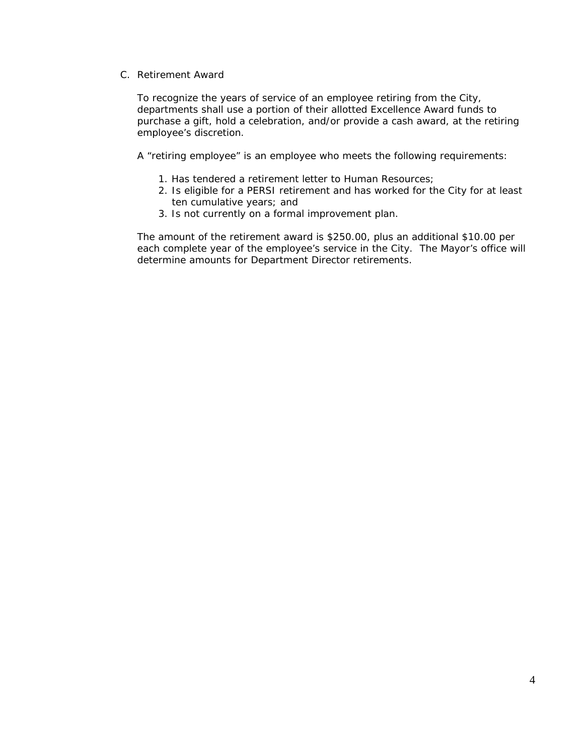C. Retirement Award

To recognize the years of service of an employee retiring from the City, departments shall use a portion of their allotted Excellence Award funds to purchase a gift, hold a celebration, and/or provide a cash award, at the retiring employee's discretion.

A "retiring employee" is an employee who meets the following requirements:

1. Has tendered a retirement letter to Human Resources;
2. Is eligible for a PERSI retirement and has worked for the City for at least ten cumulative years; and
3. Is not currently on a formal improvement plan.

The amount of the retirement award is $250.00, plus an additional $10.00 per each complete year of the employee's service in the City. The Mayor's office will determine amounts for Department Director retirements.